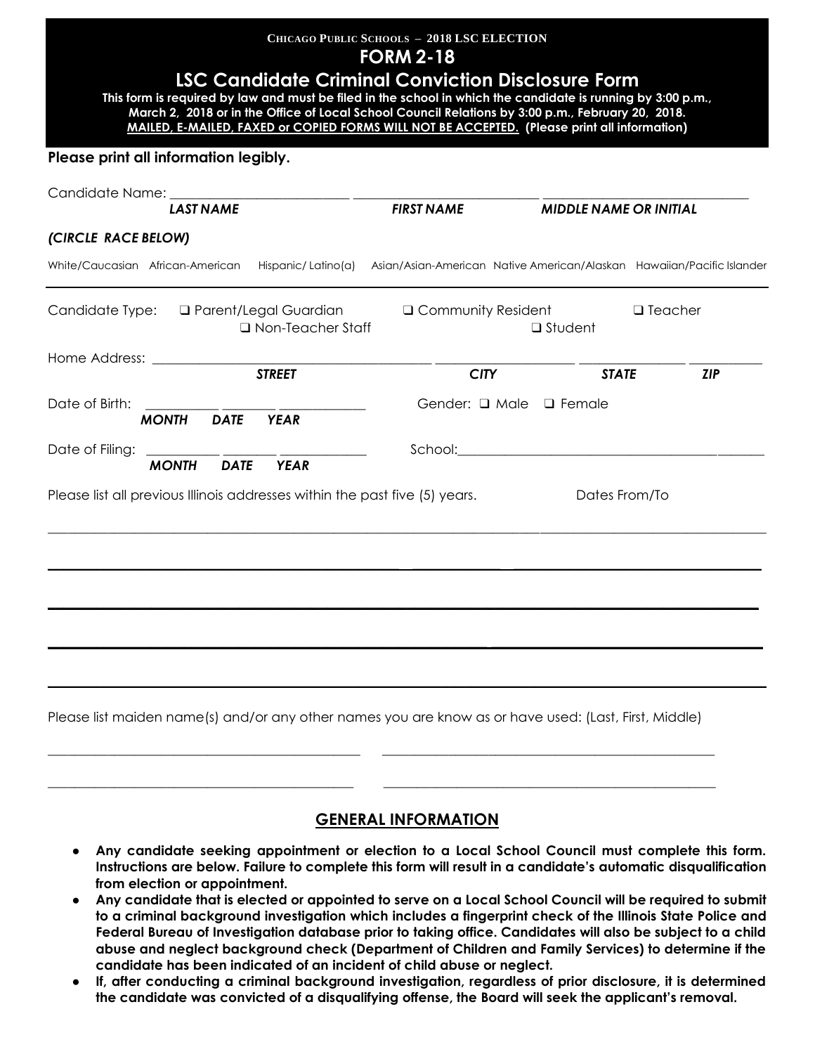**CHICAGO PUBLIC SCHOOLS – 2018 LSC ELECTION**

# FORM 2-18

## LSC Candidate Criminal Conviction Disclosure Form

**This form is required by law and must be filed in the school in which the candidate is running by 3:00 p.m., March 2, 2018 or in the Office of Local School Council Relations by 3:00 p.m., February 20, 2018.**
**MAILED, E-MAILED, FAXED or COPIED FORMS WILL NOT BE ACCEPTED. (Please print all information)**

**Please print all information legibly.**

Candidate Name: ____________________ ____________________ ____________________
***LAST NAME*** ***FIRST NAME*** ***MIDDLE NAME OR INITIAL***

***(CIRCLE RACE BELOW)***

White/Caucasian African-American Hispanic/ Latino(a) Asian/Asian-American Native American/Alaskan Hawaiian/Pacific Islander

Candidate Type: ❑ Parent/Legal Guardian ❑ Community Resident ❑ Teacher ❑ Non-Teacher Staff ❑ Student

Home Address: ____________________ ____________ ____________ ________
***STREET*** ***CITY*** ***STATE*** ***ZIP***

Date of Birth: ________ ________ ________ Gender: ❑ Male ❑ Female
***MONTH*** ***DATE*** ***YEAR***

Date of Filing: ________ ________ ________ School: ____________________
***MONTH*** ***DATE*** ***YEAR***

Please list all previous Illinois addresses within the past five (5) years. Dates From/To

______________________________________________________________________

______________________________________________________________________

______________________________________________________________________

______________________________________________________________________

______________________________________________________________________

Please list maiden name(s) and/or any other names you are know as or have used: (Last, First, Middle)

______________________________ ______________________________

______________________________ ______________________________

## GENERAL INFORMATION

- **Any candidate seeking appointment or election to a Local School Council must complete this form. Instructions are below. Failure to complete this form will result in a candidate's automatic disqualification from election or appointment.**
- **Any candidate that is elected or appointed to serve on a Local School Council will be required to submit to a criminal background investigation which includes a fingerprint check of the Illinois State Police and Federal Bureau of Investigation database prior to taking office. Candidates will also be subject to a child abuse and neglect background check (Department of Children and Family Services) to determine if the candidate has been indicated of an incident of child abuse or neglect.**
- **If, after conducting a criminal background investigation, regardless of prior disclosure, it is determined the candidate was convicted of a disqualifying offense, the Board will seek the applicant's removal.**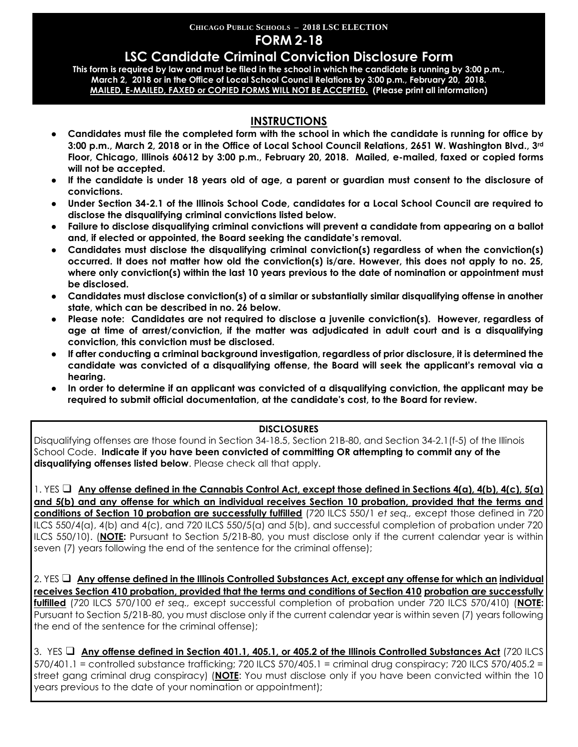**CHICAGO PUBLIC SCHOOLS – 2018 LSC ELECTION**

# FORM 2-18

# LSC Candidate Criminal Conviction Disclosure Form

**This form is required by law and must be filed in the school in which the candidate is running by 3:00 p.m., March 2, 2018 or in the Office of Local School Council Relations by 3:00 p.m., February 20, 2018.**
**<u>MAILED, E-MAILED, FAXED or COPIED FORMS WILL NOT BE ACCEPTED.</u> (Please print all information)**

## INSTRUCTIONS

- **Candidates must file the completed form with the school in which the candidate is running for office by 3:00 p.m., March 2, 2018 or in the Office of Local School Council Relations, 2651 W. Washington Blvd., 3rd Floor, Chicago, Illinois 60612 by 3:00 p.m., February 20, 2018. Mailed, e-mailed, faxed or copied forms will not be accepted.**
- **If the candidate is under 18 years old of age, a parent or guardian must consent to the disclosure of convictions.**
- **Under Section 34-2.1 of the Illinois School Code, candidates for a Local School Council are required to disclose the disqualifying criminal convictions listed below.**
- **Failure to disclose disqualifying criminal convictions will prevent a candidate from appearing on a ballot and, if elected or appointed, the Board seeking the candidate's removal.**
- **Candidates must disclose the disqualifying criminal conviction(s) regardless of when the conviction(s) occurred. It does not matter how old the conviction(s) is/are. However, this does not apply to no. 25, where only conviction(s) within the last 10 years previous to the date of nomination or appointment must be disclosed.**
- **Candidates must disclose conviction(s) of a similar or substantially similar disqualifying offense in another state, which can be described in no. 26 below.**
- **Please note: Candidates are not required to disclose a juvenile conviction(s). However, regardless of age at time of arrest/conviction, if the matter was adjudicated in adult court and is a disqualifying conviction, this conviction must be disclosed.**
- **If after conducting a criminal background investigation, regardless of prior disclosure, it is determined the candidate was convicted of a disqualifying offense, the Board will seek the applicant's removal via a hearing.**
- **In order to determine if an applicant was convicted of a disqualifying conviction, the applicant may be required to submit official documentation, at the candidate's cost, to the Board for review.**

**DISCLOSURES**

Disqualifying offenses are those found in Section 34-18.5, Section 21B-80, and Section 34-2.1(f-5) of the Illinois School Code. **Indicate if you have been convicted of committing OR attempting to commit any of the disqualifying offenses listed below**. Please check all that apply.

1. YES ❑ **<u>Any offense defined in the Cannabis Control Act, except those defined in Sections 4(a), 4(b), 4(c), 5(a) and 5(b) and any offense for which an individual receives Section 10 probation, provided that the terms and conditions of Section 10 probation are successfully fulfilled</u>** (720 ILCS 550/1 *et seq.,* except those defined in 720 ILCS 550/4(a), 4(b) and 4(c), and 720 ILCS 550/5(a) and 5(b), and successful completion of probation under 720 ILCS 550/10). (**<u>NOTE:</u>** Pursuant to Section 5/21B-80, you must disclose only if the current calendar year is within seven (7) years following the end of the sentence for the criminal offense);

2. YES ❑ **<u>Any offense defined in the Illinois Controlled Substances Act, except any offense for which an individual receives Section 410 probation, provided that the terms and conditions of Section 410 probation are successfully fulfilled</u>** (720 ILCS 570/100 *et seq.,* except successful completion of probation under 720 ILCS 570/410) (**<u>NOTE:</u>** Pursuant to Section 5/21B-80, you must disclose only if the current calendar year is within seven (7) years following the end of the sentence for the criminal offense);

3. YES ❑ **<u>Any offense defined in Section 401.1, 405.1, or 405.2 of the Illinois Controlled Substances Act</u>** (720 ILCS 570/401.1 = controlled substance trafficking; 720 ILCS 570/405.1 = criminal drug conspiracy; 720 ILCS 570/405.2 = street gang criminal drug conspiracy) (**<u>NOTE</u>**: You must disclose only if you have been convicted within the 10 years previous to the date of your nomination or appointment);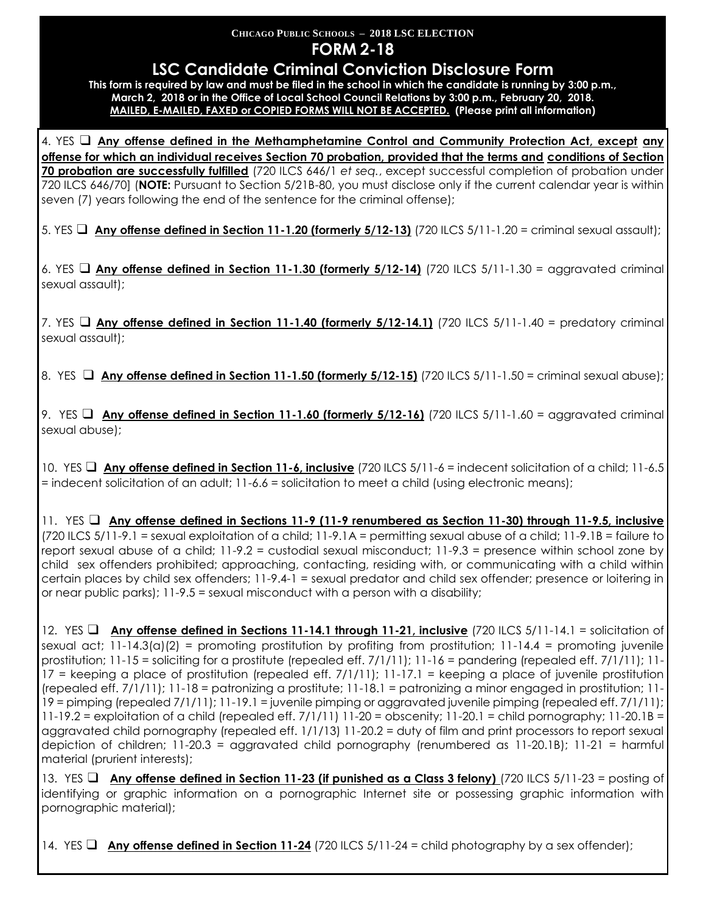**CHICAGO PUBLIC SCHOOLS – 2018 LSC ELECTION**

# FORM 2-18

## LSC Candidate Criminal Conviction Disclosure Form

**This form is required by law and must be filed in the school in which the candidate is running by 3:00 p.m., March 2, 2018 or in the Office of Local School Council Relations by 3:00 p.m., February 20, 2018.**
**MAILED, E-MAILED, FAXED or COPIED FORMS WILL NOT BE ACCEPTED. (Please print all information)**

4. YES ❑ **Any offense defined in the Methamphetamine Control and Community Protection Act, except any offense for which an individual receives Section 70 probation, provided that the terms and conditions of Section 70 probation are successfully fulfilled** (720 ILCS 646/1 *et seq.*, except successful completion of probation under 720 ILCS 646/70] (**NOTE:** Pursuant to Section 5/21B-80, you must disclose only if the current calendar year is within seven (7) years following the end of the sentence for the criminal offense);

5. YES ❑ **Any offense defined in Section 11-1.20 (formerly 5/12-13)** (720 ILCS 5/11-1.20 = criminal sexual assault);

6. YES ❑ **Any offense defined in Section 11-1.30 (formerly 5/12-14)** (720 ILCS 5/11-1.30 = aggravated criminal sexual assault);

7. YES ❑ **Any offense defined in Section 11-1.40 (formerly 5/12-14.1)** (720 ILCS 5/11-1.40 = predatory criminal sexual assault);

8. YES ❑ **Any offense defined in Section 11-1.50 (formerly 5/12-15)** (720 ILCS 5/11-1.50 = criminal sexual abuse);

9. YES ❑ **Any offense defined in Section 11-1.60 (formerly 5/12-16)** (720 ILCS 5/11-1.60 = aggravated criminal sexual abuse);

10. YES ❑ **Any offense defined in Section 11-6, inclusive** (720 ILCS 5/11-6 = indecent solicitation of a child; 11-6.5 = indecent solicitation of an adult; 11-6.6 = solicitation to meet a child (using electronic means);

11. YES ❑ **Any offense defined in Sections 11-9 (11-9 renumbered as Section 11-30) through 11-9.5, inclusive** (720 ILCS 5/11-9.1 = sexual exploitation of a child; 11-9.1A = permitting sexual abuse of a child; 11-9.1B = failure to report sexual abuse of a child; 11-9.2 = custodial sexual misconduct; 11-9.3 = presence within school zone by child sex offenders prohibited; approaching, contacting, residing with, or communicating with a child within certain places by child sex offenders; 11-9.4-1 = sexual predator and child sex offender; presence or loitering in or near public parks); 11-9.5 = sexual misconduct with a person with a disability;

12. YES ❑ **Any offense defined in Sections 11-14.1 through 11-21, inclusive** (720 ILCS 5/11-14.1 = solicitation of sexual act; 11-14.3(a)(2) = promoting prostitution by profiting from prostitution; 11-14.4 = promoting juvenile prostitution; 11-15 = soliciting for a prostitute (repealed eff. 7/1/11); 11-16 = pandering (repealed eff. 7/1/11); 11-17 = keeping a place of prostitution (repealed eff. 7/1/11); 11-17.1 = keeping a place of juvenile prostitution (repealed eff. 7/1/11); 11-18 = patronizing a prostitute; 11-18.1 = patronizing a minor engaged in prostitution; 11-19 = pimping (repealed 7/1/11); 11-19.1 = juvenile pimping or aggravated juvenile pimping (repealed eff. 7/1/11); 11-19.2 = exploitation of a child (repealed eff. 7/1/11) 11-20 = obscenity; 11-20.1 = child pornography; 11-20.1B = aggravated child pornography (repealed eff. 1/1/13) 11-20.2 = duty of film and print processors to report sexual depiction of children; 11-20.3 = aggravated child pornography (renumbered as 11-20.1B); 11-21 = harmful material (prurient interests);

13. YES ❑ **Any offense defined in Section 11-23 (if punished as a Class 3 felony)** (720 ILCS 5/11-23 = posting of identifying or graphic information on a pornographic Internet site or possessing graphic information with pornographic material);

14. YES ❑ **Any offense defined in Section 11-24** (720 ILCS 5/11-24 = child photography by a sex offender);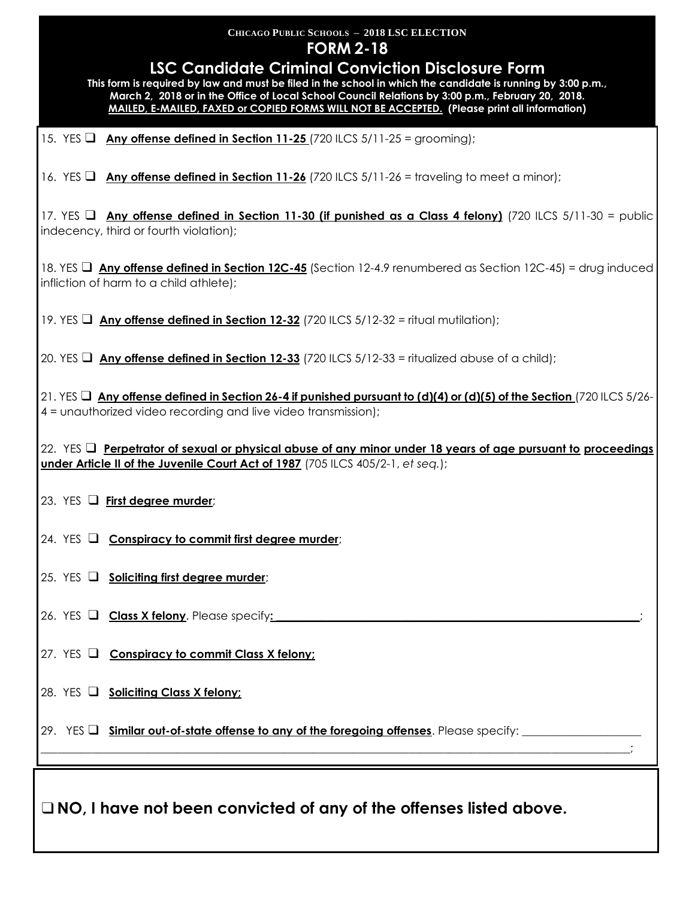CHICAGO PUBLIC SCHOOLS – 2018 LSC ELECTION

# FORM 2-18

## LSC Candidate Criminal Conviction Disclosure Form

**This form is required by law and must be filed in the school in which the candidate is running by 3:00 p.m., March 2, 2018 or in the Office of Local School Council Relations by 3:00 p.m., February 20, 2018.**
**MAILED, E-MAILED, FAXED or COPIED FORMS WILL NOT BE ACCEPTED. (Please print all information)**

15. YES ❑ **Any offense defined in Section 11-25** (720 ILCS 5/11-25 = grooming);

16. YES ❑ **Any offense defined in Section 11-26** (720 ILCS 5/11-26 = traveling to meet a minor);

17. YES ❑ **Any offense defined in Section 11-30 (if punished as a Class 4 felony)** (720 ILCS 5/11-30 = public indecency, third or fourth violation);

18. YES ❑ **Any offense defined in Section 12C-45** (Section 12-4.9 renumbered as Section 12C-45) = drug induced infliction of harm to a child athlete);

19. YES ❑ **Any offense defined in Section 12-32** (720 ILCS 5/12-32 = ritual mutilation);

20. YES ❑ **Any offense defined in Section 12-33** (720 ILCS 5/12-33 = ritualized abuse of a child);

21. YES ❑ **Any offense defined in Section 26-4 if punished pursuant to (d)(4) or (d)(5) of the Section** (720 ILCS 5/26-4 = unauthorized video recording and live video transmission);

22. YES ❑ **Perpetrator of sexual or physical abuse of any minor under 18 years of age pursuant to proceedings under Article II of the Juvenile Court Act of 1987** (705 ILCS 405/2-1, *et seq.*);

23. YES ❑ **First degree murder**;

24. YES ❑ **Conspiracy to commit first degree murder**;

25. YES ❑ **Soliciting first degree murder**;

26. YES ❑ **Class X felony**. Please specify: ____________________________________________;

27. YES ❑ **Conspiracy to commit Class X felony;**

28. YES ❑ **Soliciting Class X felony;**

29. YES ❑ **Similar out-of-state offense to any of the foregoing offenses**. Please specify: ____________________
____________________________________________________________________________;

❑ **NO, I have not been convicted of any of the offenses listed above.**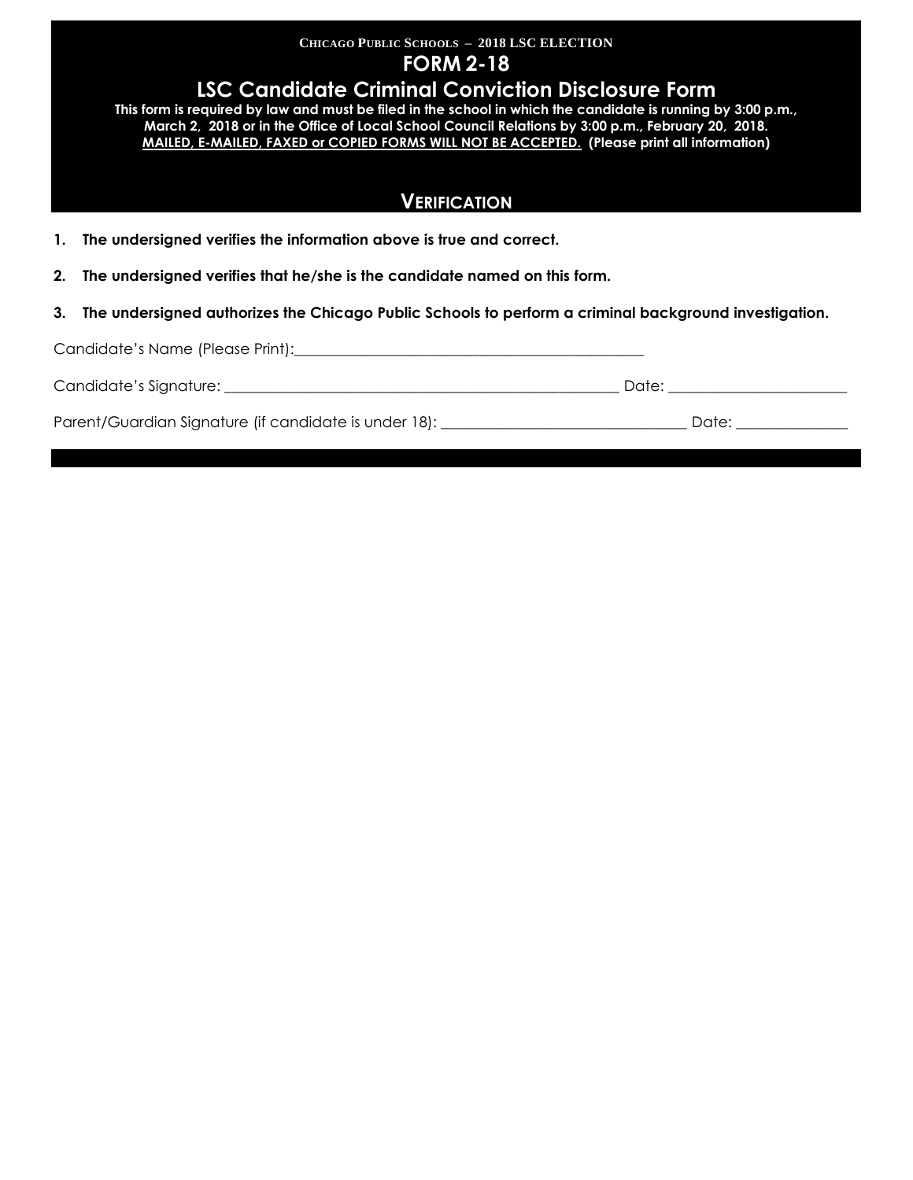**CHICAGO PUBLIC SCHOOLS – 2018 LSC ELECTION**

# FORM 2-18

# LSC Candidate Criminal Conviction Disclosure Form

**This form is required by law and must be filed in the school in which the candidate is running by 3:00 p.m., March 2, 2018 or in the Office of Local School Council Relations by 3:00 p.m., February 20, 2018.**
**MAILED, E-MAILED, FAXED or COPIED FORMS WILL NOT BE ACCEPTED. (Please print all information)**

## VERIFICATION

1. **The undersigned verifies the information above is true and correct.**
2. **The undersigned verifies that he/she is the candidate named on this form.**
3. **The undersigned authorizes the Chicago Public Schools to perform a criminal background investigation.**

Candidate's Name (Please Print):_______________________________________________

Candidate's Signature: ____________________________________________________ Date: ______________________

Parent/Guardian Signature (if candidate is under 18): ______________________________ Date: ______________